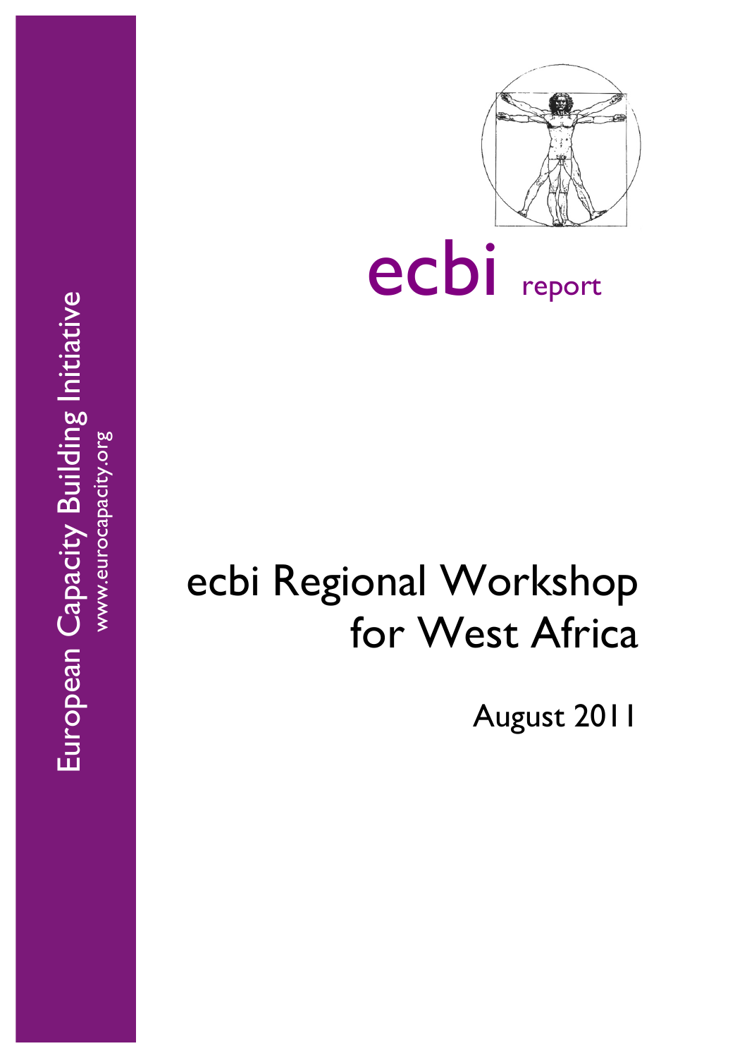European Capacity Building Initiative

www.eurocapacity.org

ecbi report

# ecbi Regional Workshop for West Africa

August 2011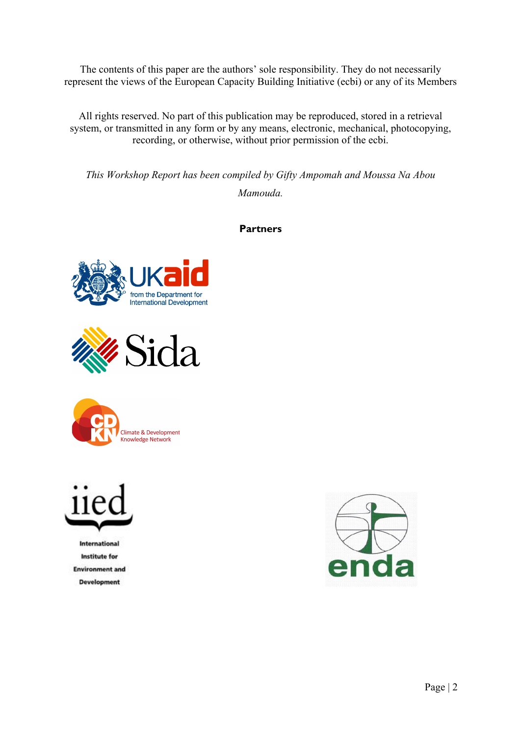The contents of this paper are the authors' sole responsibility. They do not necessarily represent the views of the European Capacity Building Initiative (ecbi) or any of its Members

All rights reserved. No part of this publication may be reproduced, stored in a retrieval system, or transmitted in any form or by any means, electronic, mechanical, photocopying, recording, or otherwise, without prior permission of the ecbi.

*This Workshop Report has been compiled by Gifty Ampomah and Moussa Na Abou Mamouda.*

**Partners**

UKaid from the Department for International Development

Sida

CDKN Climate & Development Knowledge Network

iied International Institute for Environment and Development

enda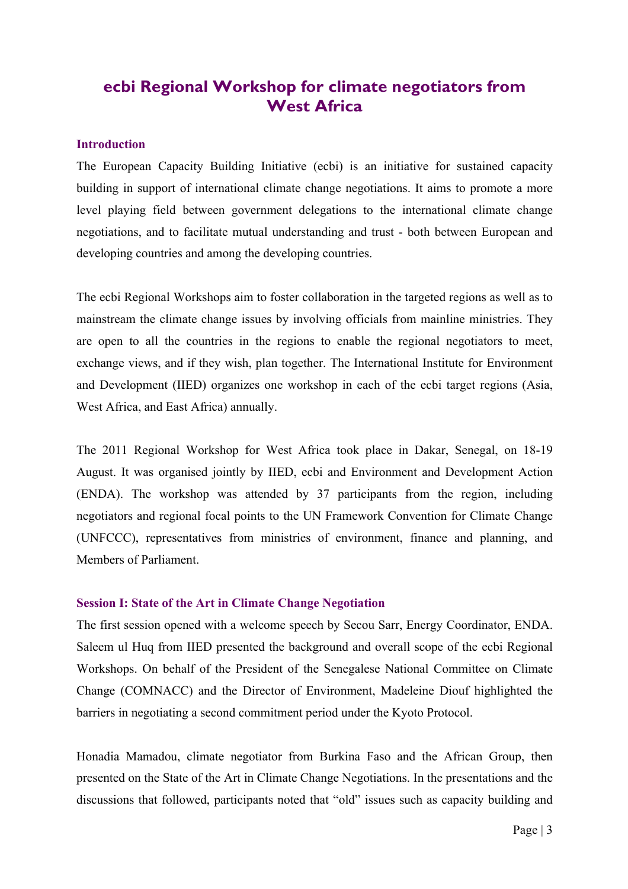# ecbi Regional Workshop for climate negotiators from West Africa

## Introduction

The European Capacity Building Initiative (ecbi) is an initiative for sustained capacity building in support of international climate change negotiations. It aims to promote a more level playing field between government delegations to the international climate change negotiations, and to facilitate mutual understanding and trust - both between European and developing countries and among the developing countries.

The ecbi Regional Workshops aim to foster collaboration in the targeted regions as well as to mainstream the climate change issues by involving officials from mainline ministries. They are open to all the countries in the regions to enable the regional negotiators to meet, exchange views, and if they wish, plan together. The International Institute for Environment and Development (IIED) organizes one workshop in each of the ecbi target regions (Asia, West Africa, and East Africa) annually.

The 2011 Regional Workshop for West Africa took place in Dakar, Senegal, on 18-19 August. It was organised jointly by IIED, ecbi and Environment and Development Action (ENDA). The workshop was attended by 37 participants from the region, including negotiators and regional focal points to the UN Framework Convention for Climate Change (UNFCCC), representatives from ministries of environment, finance and planning, and Members of Parliament.

## Session I: State of the Art in Climate Change Negotiation

The first session opened with a welcome speech by Secou Sarr, Energy Coordinator, ENDA. Saleem ul Huq from IIED presented the background and overall scope of the ecbi Regional Workshops. On behalf of the President of the Senegalese National Committee on Climate Change (COMNACC) and the Director of Environment, Madeleine Diouf highlighted the barriers in negotiating a second commitment period under the Kyoto Protocol.

Honadia Mamadou, climate negotiator from Burkina Faso and the African Group, then presented on the State of the Art in Climate Change Negotiations. In the presentations and the discussions that followed, participants noted that "old" issues such as capacity building and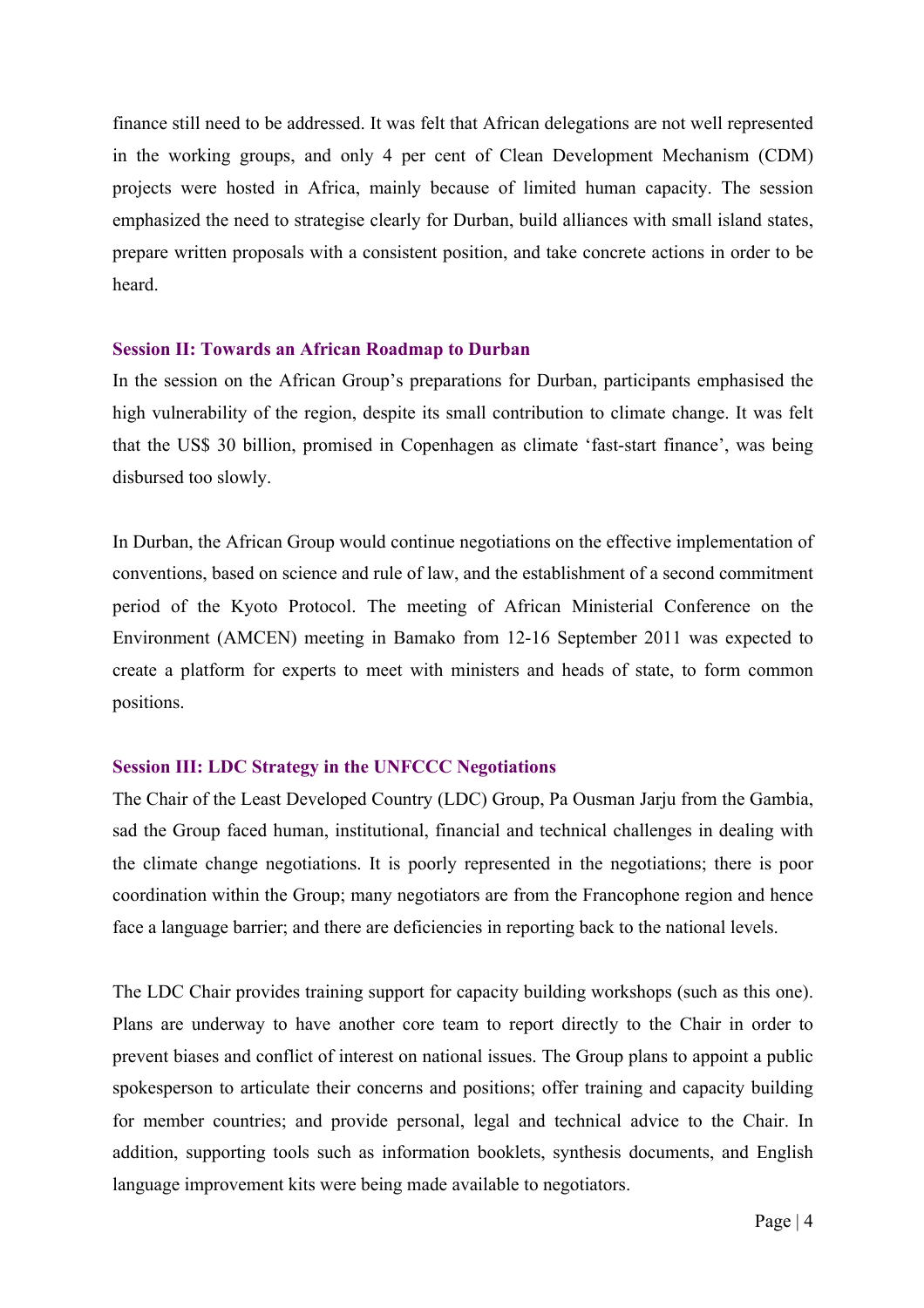finance still need to be addressed. It was felt that African delegations are not well represented in the working groups, and only 4 per cent of Clean Development Mechanism (CDM) projects were hosted in Africa, mainly because of limited human capacity. The session emphasized the need to strategise clearly for Durban, build alliances with small island states, prepare written proposals with a consistent position, and take concrete actions in order to be heard.

### Session II: Towards an African Roadmap to Durban

In the session on the African Group's preparations for Durban, participants emphasised the high vulnerability of the region, despite its small contribution to climate change. It was felt that the US$ 30 billion, promised in Copenhagen as climate 'fast-start finance', was being disbursed too slowly.

In Durban, the African Group would continue negotiations on the effective implementation of conventions, based on science and rule of law, and the establishment of a second commitment period of the Kyoto Protocol. The meeting of African Ministerial Conference on the Environment (AMCEN) meeting in Bamako from 12-16 September 2011 was expected to create a platform for experts to meet with ministers and heads of state, to form common positions.

### Session III: LDC Strategy in the UNFCCC Negotiations

The Chair of the Least Developed Country (LDC) Group, Pa Ousman Jarju from the Gambia, sad the Group faced human, institutional, financial and technical challenges in dealing with the climate change negotiations. It is poorly represented in the negotiations; there is poor coordination within the Group; many negotiators are from the Francophone region and hence face a language barrier; and there are deficiencies in reporting back to the national levels.

The LDC Chair provides training support for capacity building workshops (such as this one). Plans are underway to have another core team to report directly to the Chair in order to prevent biases and conflict of interest on national issues. The Group plans to appoint a public spokesperson to articulate their concerns and positions; offer training and capacity building for member countries; and provide personal, legal and technical advice to the Chair. In addition, supporting tools such as information booklets, synthesis documents, and English language improvement kits were being made available to negotiators.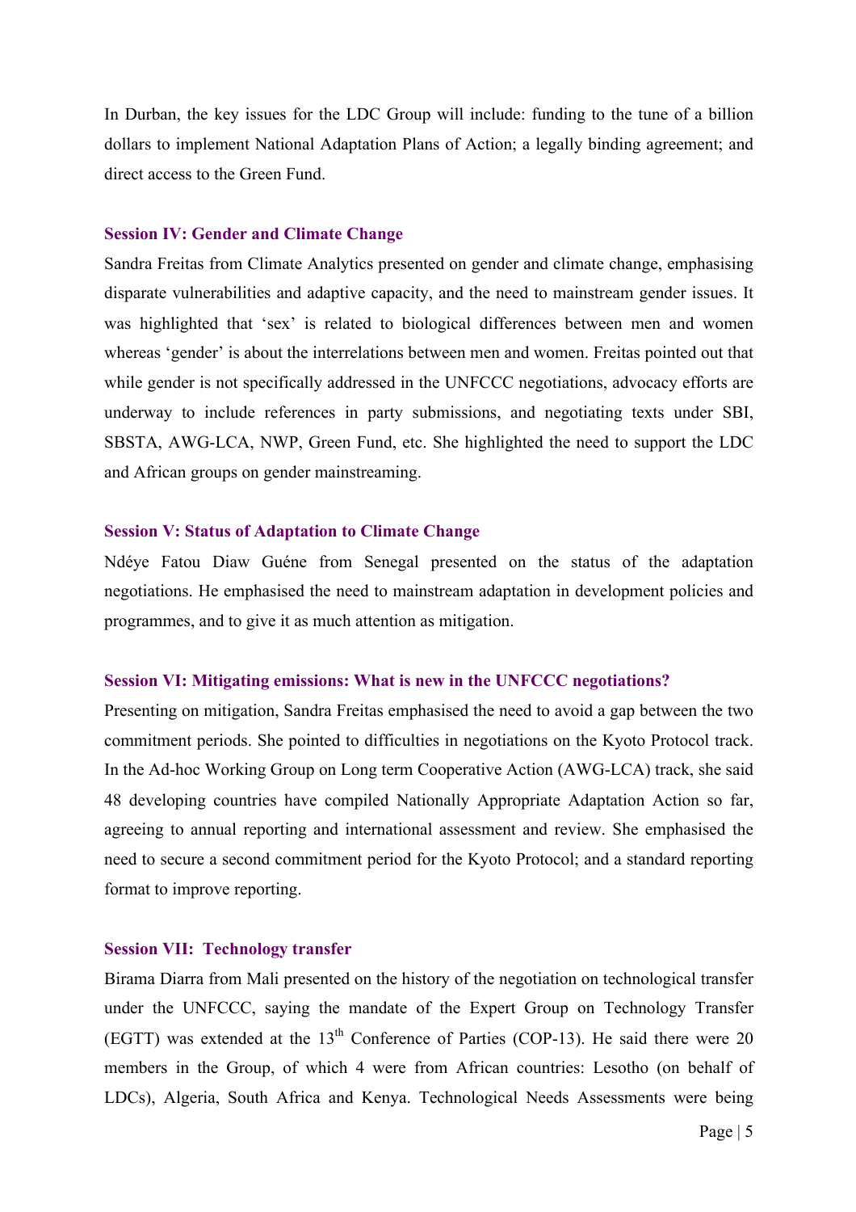In Durban, the key issues for the LDC Group will include: funding to the tune of a billion dollars to implement National Adaptation Plans of Action; a legally binding agreement; and direct access to the Green Fund.

### Session IV: Gender and Climate Change

Sandra Freitas from Climate Analytics presented on gender and climate change, emphasising disparate vulnerabilities and adaptive capacity, and the need to mainstream gender issues. It was highlighted that 'sex' is related to biological differences between men and women whereas 'gender' is about the interrelations between men and women. Freitas pointed out that while gender is not specifically addressed in the UNFCCC negotiations, advocacy efforts are underway to include references in party submissions, and negotiating texts under SBI, SBSTA, AWG-LCA, NWP, Green Fund, etc. She highlighted the need to support the LDC and African groups on gender mainstreaming.

### Session V: Status of Adaptation to Climate Change

Ndéye Fatou Diaw Guéne from Senegal presented on the status of the adaptation negotiations. He emphasised the need to mainstream adaptation in development policies and programmes, and to give it as much attention as mitigation.

### Session VI: Mitigating emissions: What is new in the UNFCCC negotiations?

Presenting on mitigation, Sandra Freitas emphasised the need to avoid a gap between the two commitment periods. She pointed to difficulties in negotiations on the Kyoto Protocol track. In the Ad-hoc Working Group on Long term Cooperative Action (AWG-LCA) track, she said 48 developing countries have compiled Nationally Appropriate Adaptation Action so far, agreeing to annual reporting and international assessment and review. She emphasised the need to secure a second commitment period for the Kyoto Protocol; and a standard reporting format to improve reporting.

### Session VII: Technology transfer

Birama Diarra from Mali presented on the history of the negotiation on technological transfer under the UNFCCC, saying the mandate of the Expert Group on Technology Transfer (EGTT) was extended at the 13th Conference of Parties (COP-13). He said there were 20 members in the Group, of which 4 were from African countries: Lesotho (on behalf of LDCs), Algeria, South Africa and Kenya. Technological Needs Assessments were being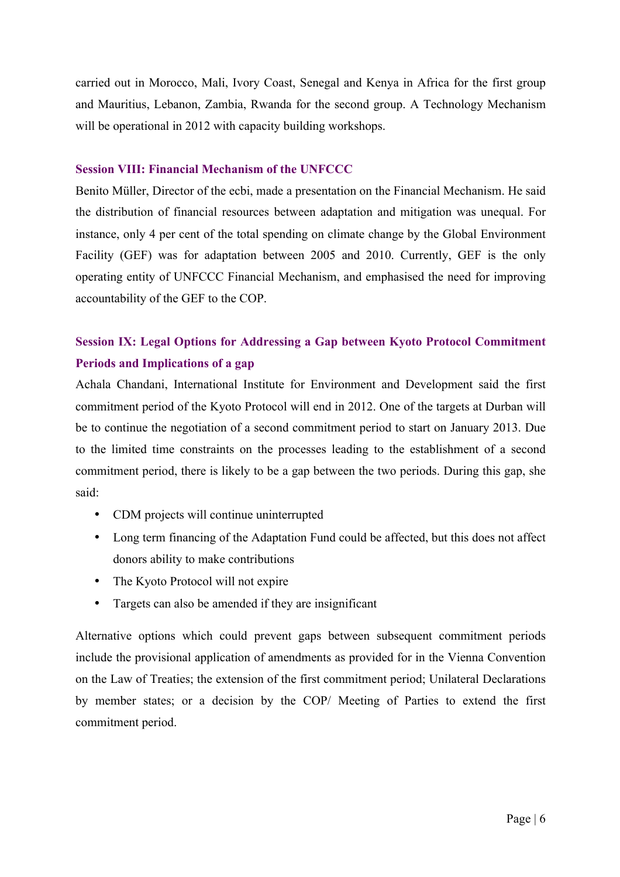carried out in Morocco, Mali, Ivory Coast, Senegal and Kenya in Africa for the first group and Mauritius, Lebanon, Zambia, Rwanda for the second group. A Technology Mechanism will be operational in 2012 with capacity building workshops.

### Session VIII: Financial Mechanism of the UNFCCC

Benito Müller, Director of the ecbi, made a presentation on the Financial Mechanism. He said the distribution of financial resources between adaptation and mitigation was unequal. For instance, only 4 per cent of the total spending on climate change by the Global Environment Facility (GEF) was for adaptation between 2005 and 2010. Currently, GEF is the only operating entity of UNFCCC Financial Mechanism, and emphasised the need for improving accountability of the GEF to the COP.

### Session IX: Legal Options for Addressing a Gap between Kyoto Protocol Commitment Periods and Implications of a gap

Achala Chandani, International Institute for Environment and Development said the first commitment period of the Kyoto Protocol will end in 2012. One of the targets at Durban will be to continue the negotiation of a second commitment period to start on January 2013. Due to the limited time constraints on the processes leading to the establishment of a second commitment period, there is likely to be a gap between the two periods. During this gap, she said:

- CDM projects will continue uninterrupted
- Long term financing of the Adaptation Fund could be affected, but this does not affect donors ability to make contributions
- The Kyoto Protocol will not expire
- Targets can also be amended if they are insignificant

Alternative options which could prevent gaps between subsequent commitment periods include the provisional application of amendments as provided for in the Vienna Convention on the Law of Treaties; the extension of the first commitment period; Unilateral Declarations by member states; or a decision by the COP/ Meeting of Parties to extend the first commitment period.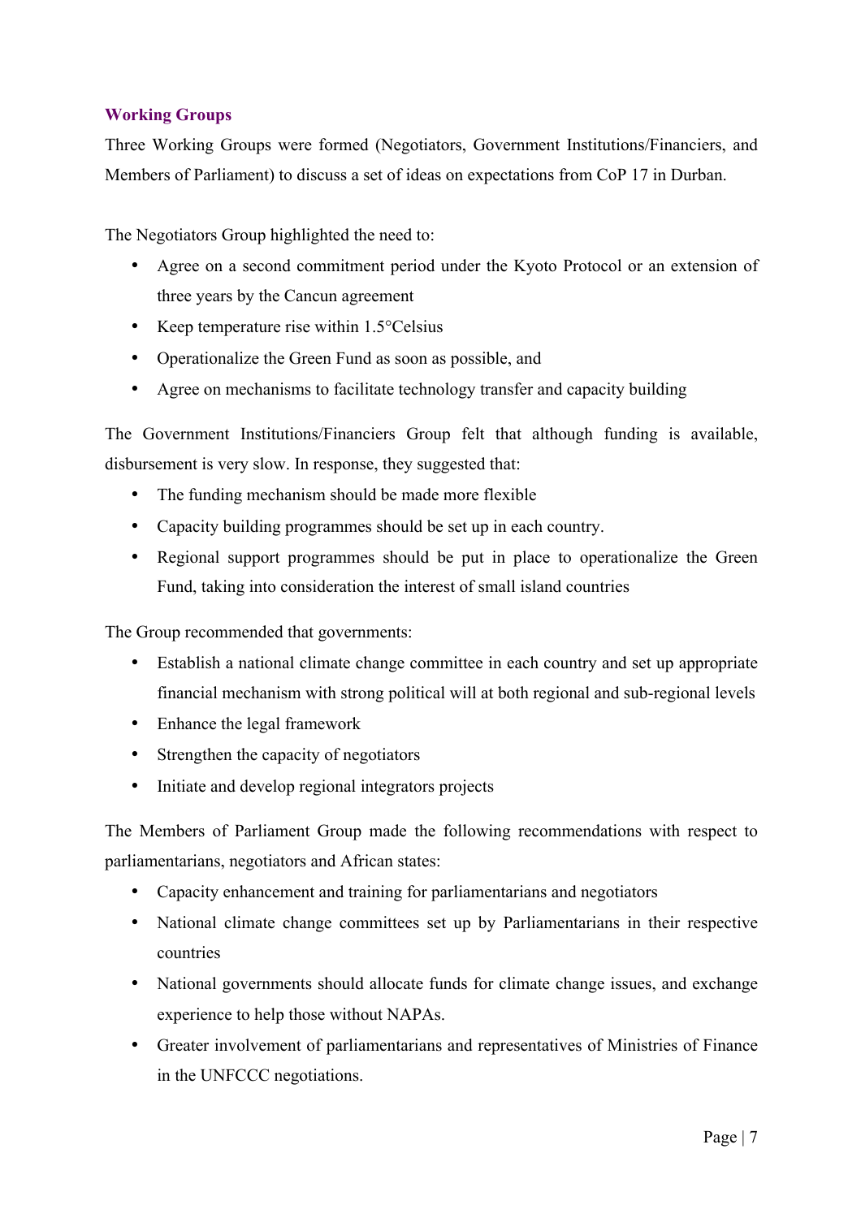## Working Groups

Three Working Groups were formed (Negotiators, Government Institutions/Financiers, and Members of Parliament) to discuss a set of ideas on expectations from CoP 17 in Durban.

The Negotiators Group highlighted the need to:

- Agree on a second commitment period under the Kyoto Protocol or an extension of three years by the Cancun agreement
- Keep temperature rise within 1.5°Celsius
- Operationalize the Green Fund as soon as possible, and
- Agree on mechanisms to facilitate technology transfer and capacity building

The Government Institutions/Financiers Group felt that although funding is available, disbursement is very slow. In response, they suggested that:

- The funding mechanism should be made more flexible
- Capacity building programmes should be set up in each country.
- Regional support programmes should be put in place to operationalize the Green Fund, taking into consideration the interest of small island countries

The Group recommended that governments:

- Establish a national climate change committee in each country and set up appropriate financial mechanism with strong political will at both regional and sub-regional levels
- Enhance the legal framework
- Strengthen the capacity of negotiators
- Initiate and develop regional integrators projects

The Members of Parliament Group made the following recommendations with respect to parliamentarians, negotiators and African states:

- Capacity enhancement and training for parliamentarians and negotiators
- National climate change committees set up by Parliamentarians in their respective countries
- National governments should allocate funds for climate change issues, and exchange experience to help those without NAPAs.
- Greater involvement of parliamentarians and representatives of Ministries of Finance in the UNFCCC negotiations.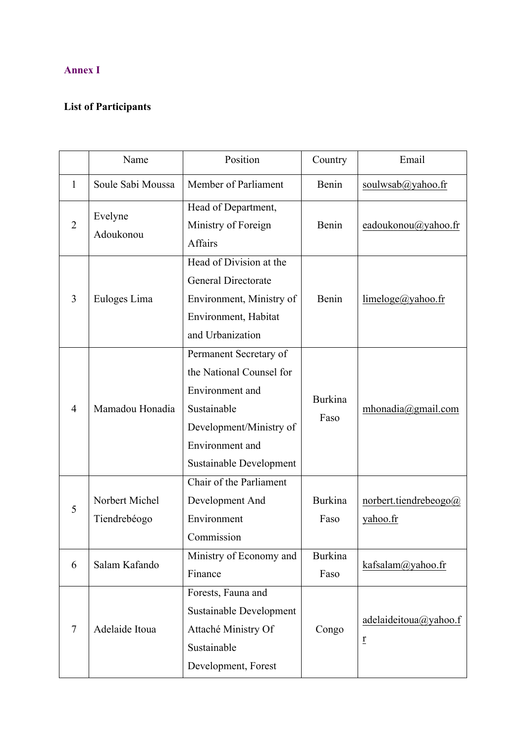## Annex I

**List of Participants**

| | Name | Position | Country | Email |
|---|---|---|---|---|
| 1 | Soule Sabi Moussa | Member of Parliament | Benin | soulwsab@yahoo.fr |
| 2 | Evelyne Adoukonou | Head of Department, Ministry of Foreign Affairs | Benin | eadoukonou@yahoo.fr |
| 3 | Euloges Lima | Head of Division at the General Directorate Environment, Ministry of Environment, Habitat and Urbanization | Benin | limeloge@yahoo.fr |
| 4 | Mamadou Honadia | Permanent Secretary of the National Counsel for Environment and Sustainable Development/Ministry of Environment and Sustainable Development | Burkina Faso | mhonadia@gmail.com |
| 5 | Norbert Michel Tiendrebéogo | Chair of the Parliament Development And Environment Commission | Burkina Faso | norbert.tiendrebeogo@yahoo.fr |
| 6 | Salam Kafando | Ministry of Economy and Finance | Burkina Faso | kafsalam@yahoo.fr |
| 7 | Adelaide Itoua | Forests, Fauna and Sustainable Development Attaché Ministry Of Sustainable Development, Forest | Congo | adelaideitoua@yahoo.fr |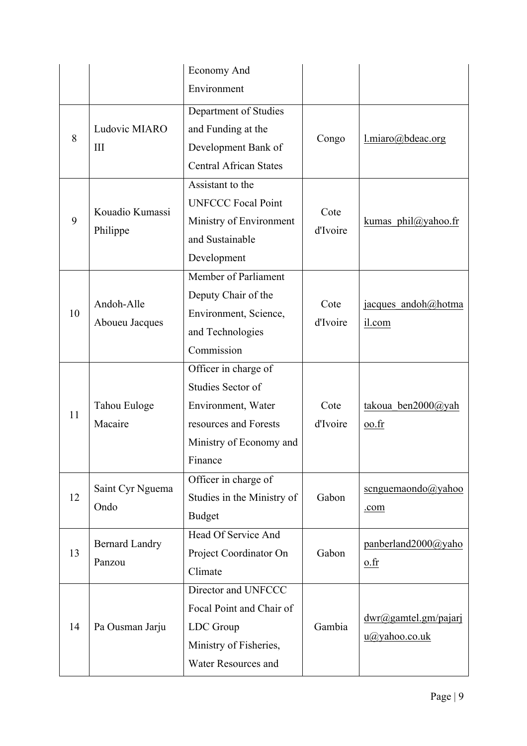| | | Economy And Environment | | |
|---|---|---|---|---|
| 8 | Ludovic MIARO III | Department of Studies and Funding at the Development Bank of Central African States | Congo | l.miaro@bdeac.org |
| 9 | Kouadio Kumassi Philippe | Assistant to the UNFCCC Focal Point Ministry of Environment and Sustainable Development | Cote d'Ivoire | kumas_phil@yahoo.fr |
| 10 | Andoh-Alle Aboueu Jacques | Member of Parliament Deputy Chair of the Environment, Science, and Technologies Commission | Cote d'Ivoire | jacques_andoh@hotmail.com |
| 11 | Tahou Euloge Macaire | Officer in charge of Studies Sector of Environment, Water resources and Forests Ministry of Economy and Finance | Cote d'Ivoire | takoua_ben2000@yahoo.fr |
| 12 | Saint Cyr Nguema Ondo | Officer in charge of Studies in the Ministry of Budget | Gabon | scnguemaondo@yahoo.com |
| 13 | Bernard Landry Panzou | Head Of Service And Project Coordinator On Climate | Gabon | panberland2000@yahoo.fr |
| 14 | Pa Ousman Jarju | Director and UNFCCC Focal Point and Chair of LDC Group Ministry of Fisheries, Water Resources and | Gambia | dwr@gamtel.gm/pajarju@yahoo.co.uk |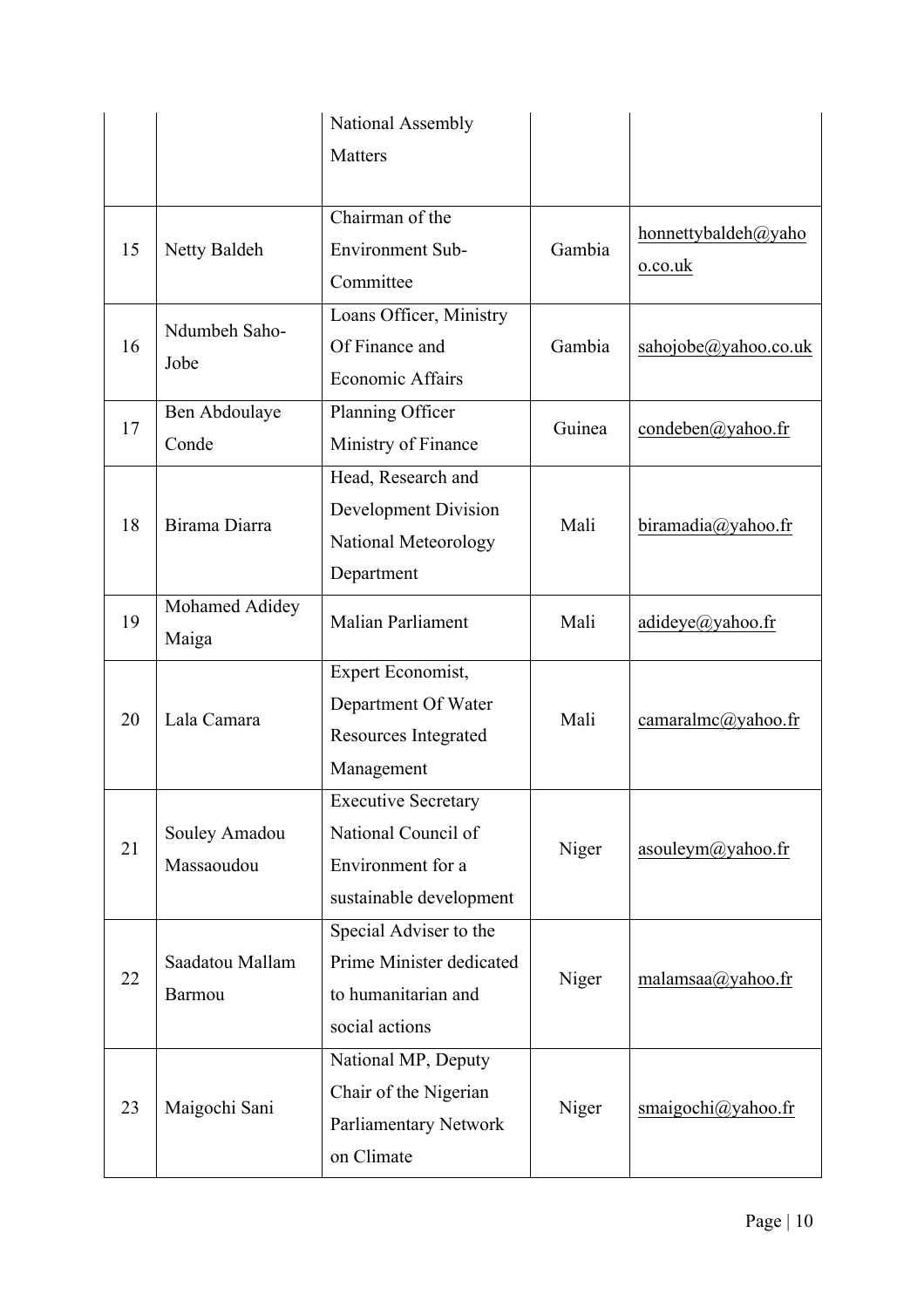|  |  | National Assembly Matters |  |  |
|---|---|---|---|---|
| 15 | Netty Baldeh | Chairman of the Environment Sub-Committee | Gambia | honnettybaldeh@yahoo.co.uk |
| 16 | Ndumbeh Saho-Jobe | Loans Officer, Ministry Of Finance and Economic Affairs | Gambia | sahojobe@yahoo.co.uk |
| 17 | Ben Abdoulaye Conde | Planning Officer Ministry of Finance | Guinea | condeben@yahoo.fr |
| 18 | Birama Diarra | Head, Research and Development Division National Meteorology Department | Mali | biramadia@yahoo.fr |
| 19 | Mohamed Adidey Maiga | Malian Parliament | Mali | adideye@yahoo.fr |
| 20 | Lala Camara | Expert Economist, Department Of Water Resources Integrated Management | Mali | camaralmc@yahoo.fr |
| 21 | Souley Amadou Massaoudou | Executive Secretary National Council of Environment for a sustainable development | Niger | asouleym@yahoo.fr |
| 22 | Saadatou Mallam Barmou | Special Adviser to the Prime Minister dedicated to humanitarian and social actions | Niger | malamsaa@yahoo.fr |
| 23 | Maigochi Sani | National MP, Deputy Chair of the Nigerian Parliamentary Network on Climate | Niger | smaigochi@yahoo.fr |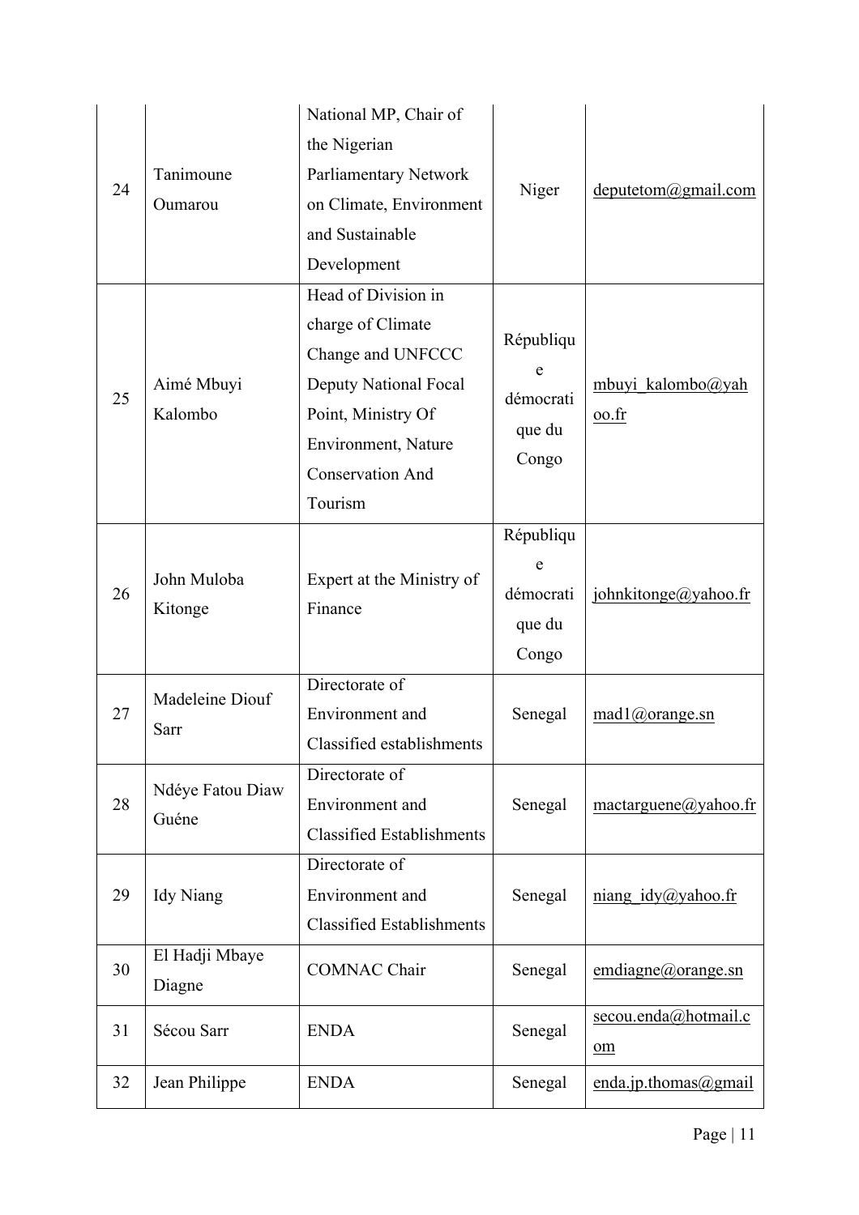| 24 | Tanimoune Oumarou | National MP, Chair of the Nigerian Parliamentary Network on Climate, Environment and Sustainable Development | Niger | deputetom@gmail.com |
|---|---|---|---|---|
| 25 | Aimé Mbuyi Kalombo | Head of Division in charge of Climate Change and UNFCCC Deputy National Focal Point, Ministry Of Environment, Nature Conservation And Tourism | République démocratique du Congo | mbuyi_kalombo@yahoo.fr |
| 26 | John Muloba Kitonge | Expert at the Ministry of Finance | République démocratique du Congo | johnkitonge@yahoo.fr |
| 27 | Madeleine Diouf Sarr | Directorate of Environment and Classified establishments | Senegal | mad1@orange.sn |
| 28 | Ndéye Fatou Diaw Guéne | Directorate of Environment and Classified Establishments | Senegal | mactarguene@yahoo.fr |
| 29 | Idy Niang | Directorate of Environment and Classified Establishments | Senegal | niang_idy@yahoo.fr |
| 30 | El Hadji Mbaye Diagne | COMNAC Chair | Senegal | emdiagne@orange.sn |
| 31 | Sécou Sarr | ENDA | Senegal | secou.enda@hotmail.com |
| 32 | Jean Philippe | ENDA | Senegal | enda.jp.thomas@gmail |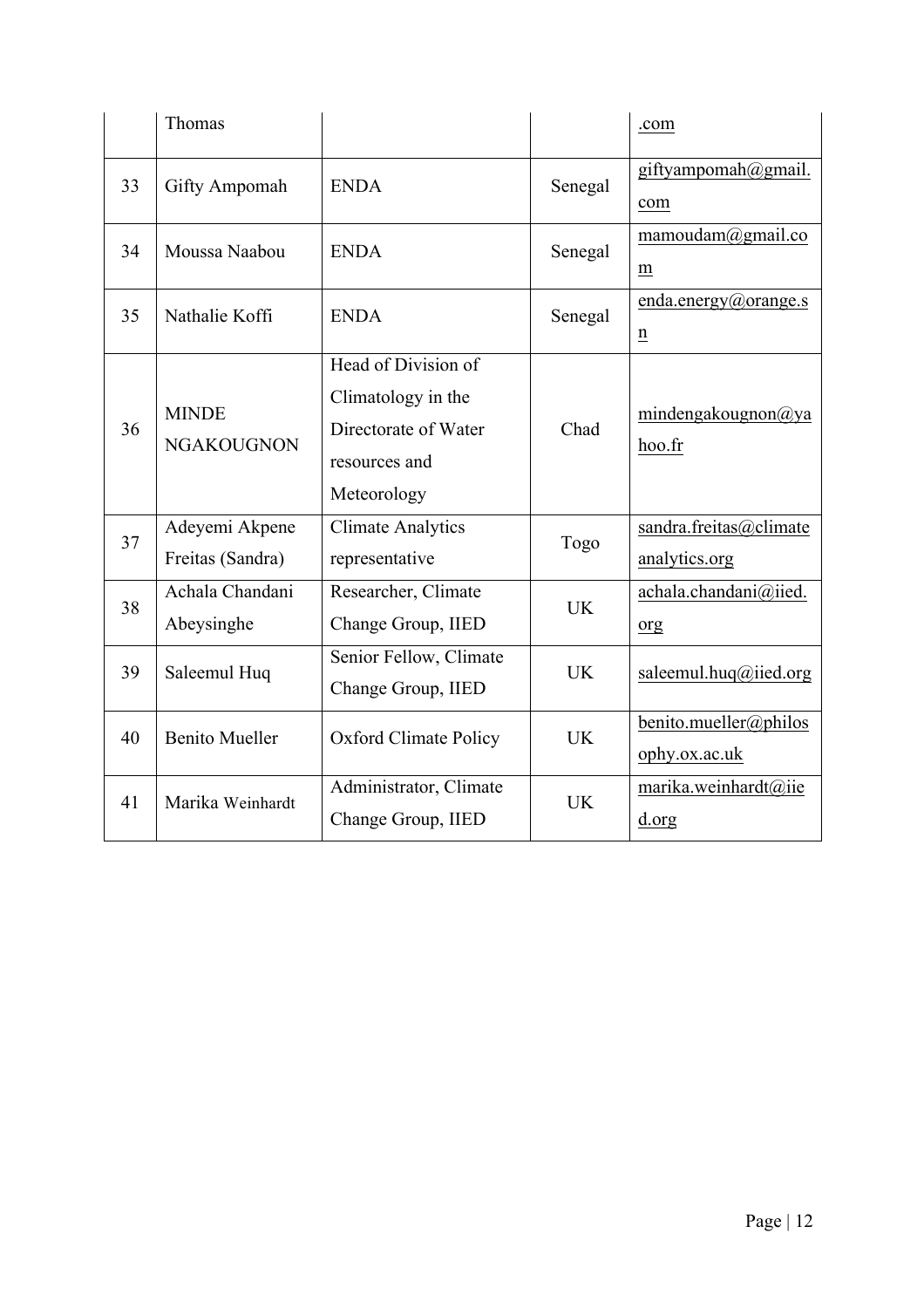|  | Thomas |  |  | .com |
|---|---|---|---|---|
| 33 | Gifty Ampomah | ENDA | Senegal | giftyampomah@gmail.com |
| 34 | Moussa Naabou | ENDA | Senegal | mamoudam@gmail.com |
| 35 | Nathalie Koffi | ENDA | Senegal | enda.energy@orange.sn |
| 36 | MINDE NGAKOUGNON | Head of Division of Climatology in the Directorate of Water resources and Meteorology | Chad | mindengakougnon@yahoo.fr |
| 37 | Adeyemi Akpene Freitas (Sandra) | Climate Analytics representative | Togo | sandra.freitas@climateanalytics.org |
| 38 | Achala Chandani Abeysinghe | Researcher, Climate Change Group, IIED | UK | achala.chandani@iied.org |
| 39 | Saleemul Huq | Senior Fellow, Climate Change Group, IIED | UK | saleemul.huq@iied.org |
| 40 | Benito Mueller | Oxford Climate Policy | UK | benito.mueller@philosophy.ox.ac.uk |
| 41 | Marika Weinhardt | Administrator, Climate Change Group, IIED | UK | marika.weinhardt@iied.org |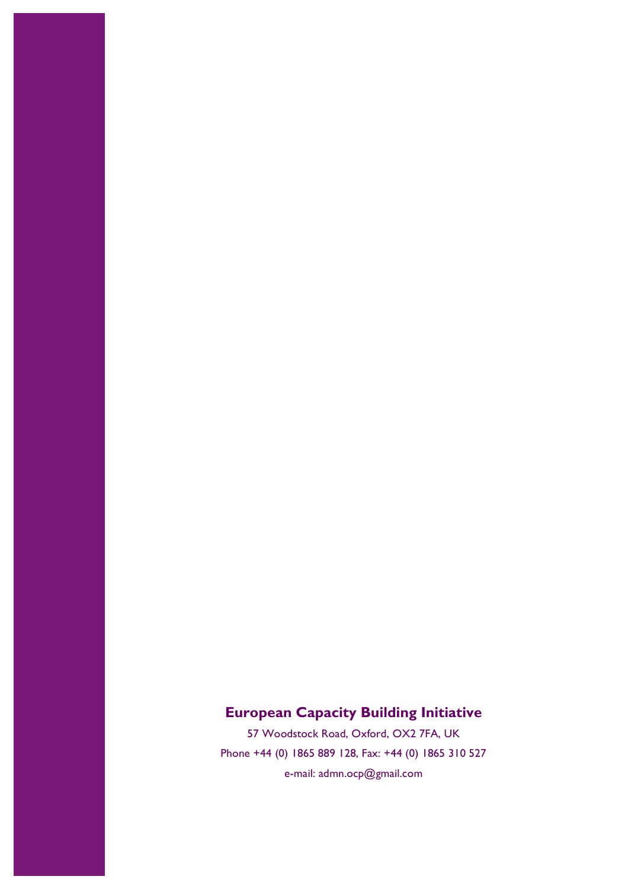**European Capacity Building Initiative**

57 Woodstock Road, Oxford, OX2 7FA, UK

Phone +44 (0) 1865 889 128, Fax: +44 (0) 1865 310 527

e-mail: admn.ocp@gmail.com